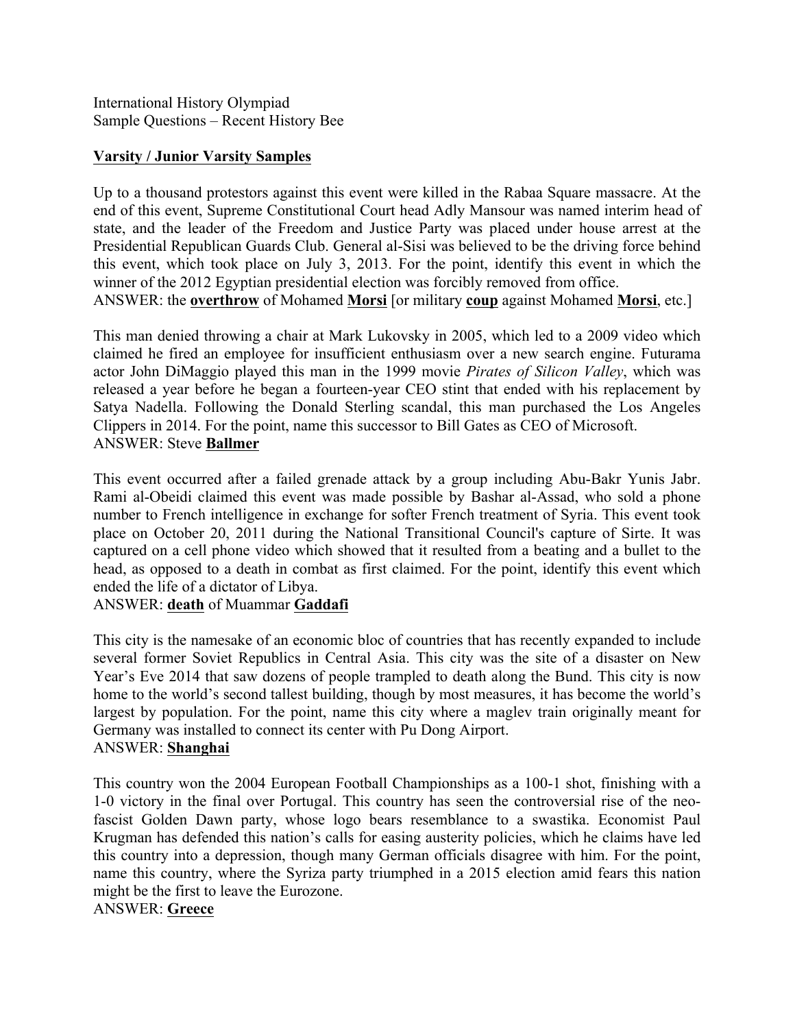International History Olympiad
Sample Questions – Recent History Bee

**Varsity / Junior Varsity Samples**

Up to a thousand protestors against this event were killed in the Rabaa Square massacre. At the end of this event, Supreme Constitutional Court head Adly Mansour was named interim head of state, and the leader of the Freedom and Justice Party was placed under house arrest at the Presidential Republican Guards Club. General al-Sisi was believed to be the driving force behind this event, which took place on July 3, 2013. For the point, identify this event in which the winner of the 2012 Egyptian presidential election was forcibly removed from office.
ANSWER: the **overthrow** of Mohamed **Morsi** [or military **coup** against Mohamed **Morsi**, etc.]

This man denied throwing a chair at Mark Lukovsky in 2005, which led to a 2009 video which claimed he fired an employee for insufficient enthusiasm over a new search engine. Futurama actor John DiMaggio played this man in the 1999 movie *Pirates of Silicon Valley*, which was released a year before he began a fourteen-year CEO stint that ended with his replacement by Satya Nadella. Following the Donald Sterling scandal, this man purchased the Los Angeles Clippers in 2014. For the point, name this successor to Bill Gates as CEO of Microsoft.
ANSWER: Steve **Ballmer**

This event occurred after a failed grenade attack by a group including Abu-Bakr Yunis Jabr. Rami al-Obeidi claimed this event was made possible by Bashar al-Assad, who sold a phone number to French intelligence in exchange for softer French treatment of Syria. This event took place on October 20, 2011 during the National Transitional Council's capture of Sirte. It was captured on a cell phone video which showed that it resulted from a beating and a bullet to the head, as opposed to a death in combat as first claimed. For the point, identify this event which ended the life of a dictator of Libya.
ANSWER: **death** of Muammar **Gaddafi**

This city is the namesake of an economic bloc of countries that has recently expanded to include several former Soviet Republics in Central Asia. This city was the site of a disaster on New Year's Eve 2014 that saw dozens of people trampled to death along the Bund. This city is now home to the world's second tallest building, though by most measures, it has become the world's largest by population. For the point, name this city where a maglev train originally meant for Germany was installed to connect its center with Pu Dong Airport.
ANSWER: **Shanghai**

This country won the 2004 European Football Championships as a 100-1 shot, finishing with a 1-0 victory in the final over Portugal. This country has seen the controversial rise of the neo-fascist Golden Dawn party, whose logo bears resemblance to a swastika. Economist Paul Krugman has defended this nation's calls for easing austerity policies, which he claims have led this country into a depression, though many German officials disagree with him. For the point, name this country, where the Syriza party triumphed in a 2015 election amid fears this nation might be the first to leave the Eurozone.
ANSWER: **Greece**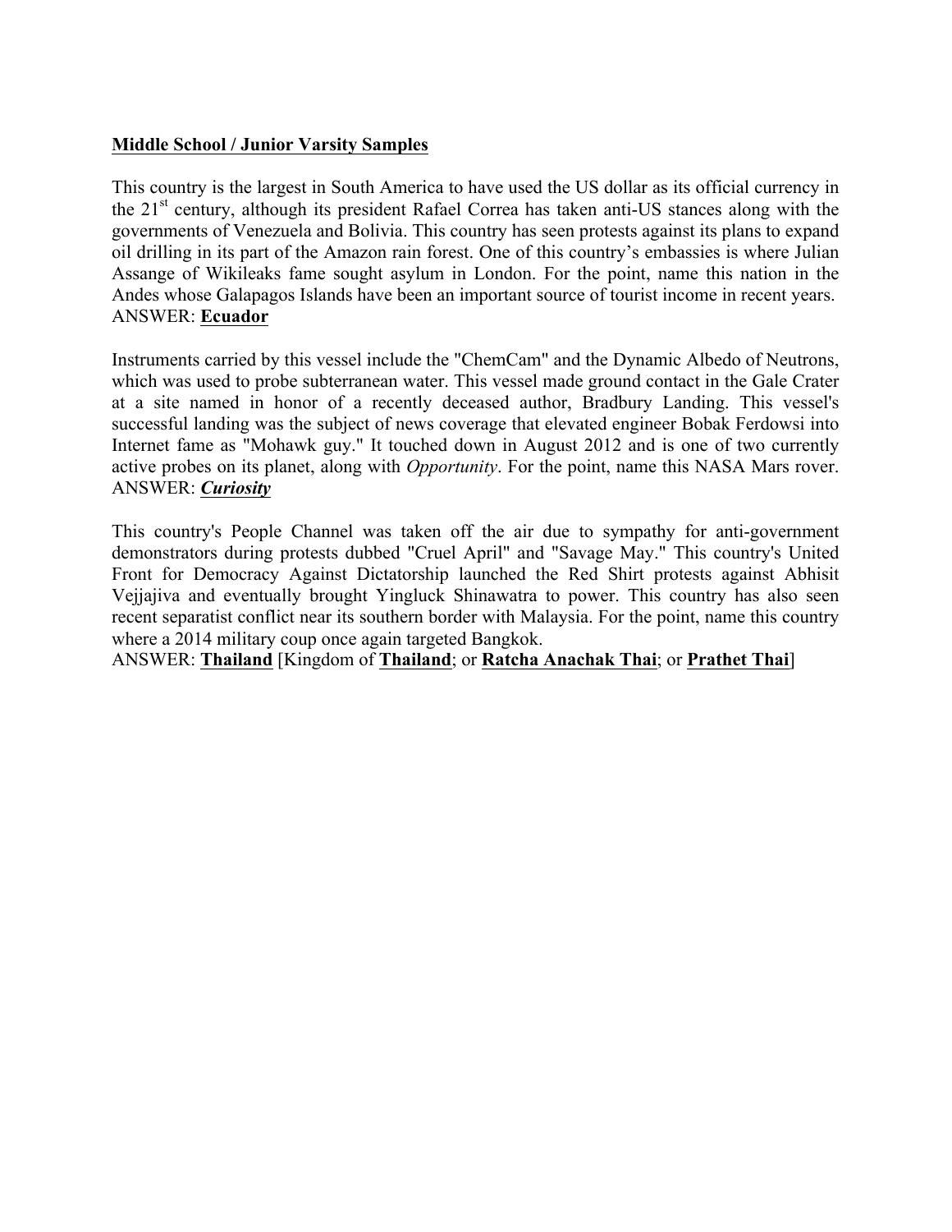**Middle School / Junior Varsity Samples**

This country is the largest in South America to have used the US dollar as its official currency in the 21st century, although its president Rafael Correa has taken anti-US stances along with the governments of Venezuela and Bolivia. This country has seen protests against its plans to expand oil drilling in its part of the Amazon rain forest. One of this country's embassies is where Julian Assange of Wikileaks fame sought asylum in London. For the point, name this nation in the Andes whose Galapagos Islands have been an important source of tourist income in recent years.
ANSWER: **Ecuador**

Instruments carried by this vessel include the "ChemCam" and the Dynamic Albedo of Neutrons, which was used to probe subterranean water. This vessel made ground contact in the Gale Crater at a site named in honor of a recently deceased author, Bradbury Landing. This vessel's successful landing was the subject of news coverage that elevated engineer Bobak Ferdowsi into Internet fame as "Mohawk guy." It touched down in August 2012 and is one of two currently active probes on its planet, along with *Opportunity*. For the point, name this NASA Mars rover.
ANSWER: ***Curiosity***

This country's People Channel was taken off the air due to sympathy for anti-government demonstrators during protests dubbed "Cruel April" and "Savage May." This country's United Front for Democracy Against Dictatorship launched the Red Shirt protests against Abhisit Vejjajiva and eventually brought Yingluck Shinawatra to power. This country has also seen recent separatist conflict near its southern border with Malaysia. For the point, name this country where a 2014 military coup once again targeted Bangkok.
ANSWER: **Thailand** [Kingdom of **Thailand**; or **Ratcha Anachak Thai**; or **Prathet Thai**]